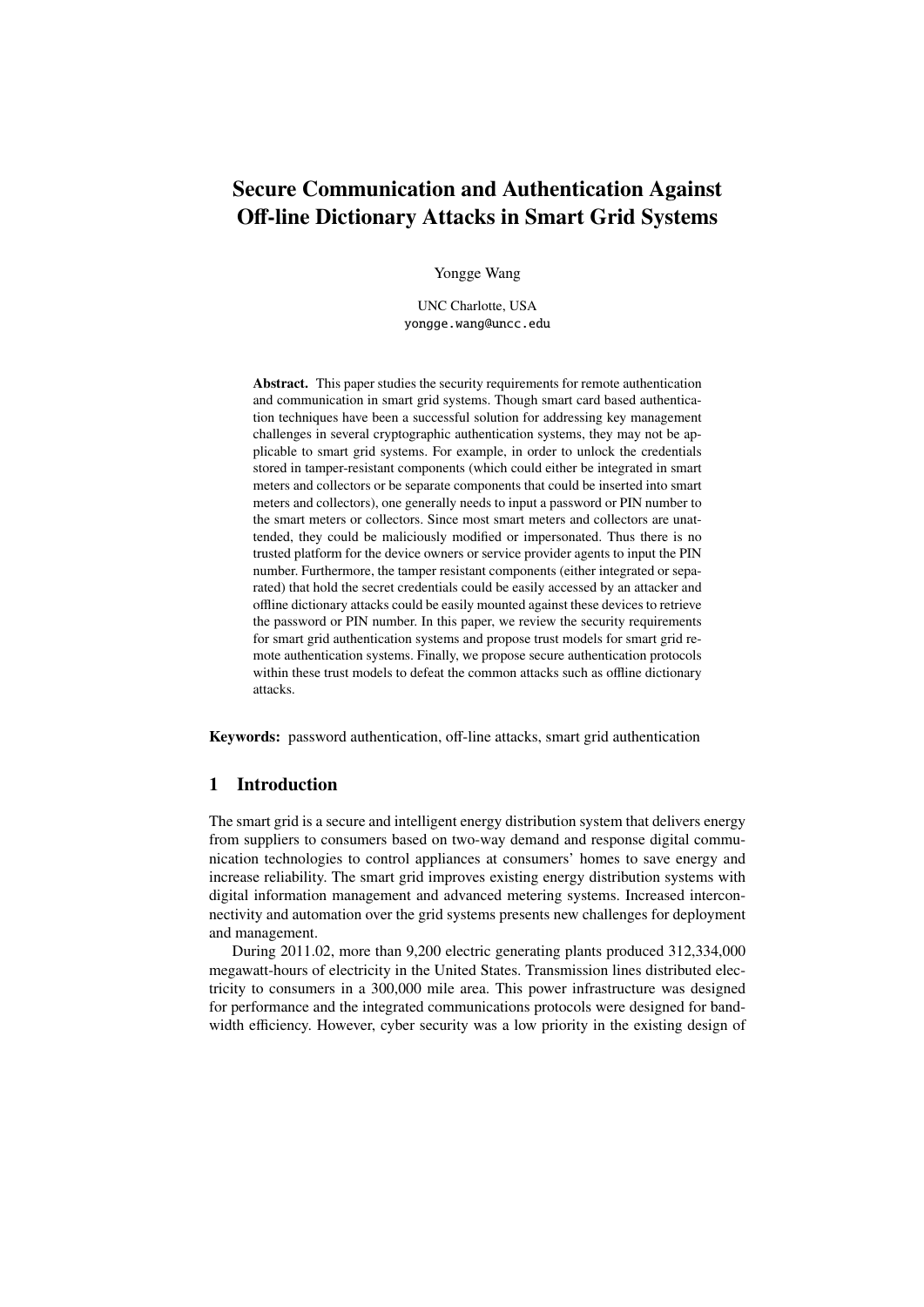# Secure Communication and Authentication Against Off-line Dictionary Attacks in Smart Grid Systems

Yongge Wang

UNC Charlotte, USA
yongge.wang@uncc.edu

**Abstract.** This paper studies the security requirements for remote authentication and communication in smart grid systems. Though smart card based authentication techniques have been a successful solution for addressing key management challenges in several cryptographic authentication systems, they may not be applicable to smart grid systems. For example, in order to unlock the credentials stored in tamper-resistant components (which could either be integrated in smart meters and collectors or be separate components that could be inserted into smart meters and collectors), one generally needs to input a password or PIN number to the smart meters or collectors. Since most smart meters and collectors are unattended, they could be maliciously modified or impersonated. Thus there is no trusted platform for the device owners or service provider agents to input the PIN number. Furthermore, the tamper resistant components (either integrated or separated) that hold the secret credentials could be easily accessed by an attacker and offline dictionary attacks could be easily mounted against these devices to retrieve the password or PIN number. In this paper, we review the security requirements for smart grid authentication systems and propose trust models for smart grid remote authentication systems. Finally, we propose secure authentication protocols within these trust models to defeat the common attacks such as offline dictionary attacks.

**Keywords:** password authentication, off-line attacks, smart grid authentication

## 1 Introduction

The smart grid is a secure and intelligent energy distribution system that delivers energy from suppliers to consumers based on two-way demand and response digital communication technologies to control appliances at consumers' homes to save energy and increase reliability. The smart grid improves existing energy distribution systems with digital information management and advanced metering systems. Increased interconnectivity and automation over the grid systems presents new challenges for deployment and management.

During 2011.02, more than 9,200 electric generating plants produced 312,334,000 megawatt-hours of electricity in the United States. Transmission lines distributed electricity to consumers in a 300,000 mile area. This power infrastructure was designed for performance and the integrated communications protocols were designed for bandwidth efficiency. However, cyber security was a low priority in the existing design of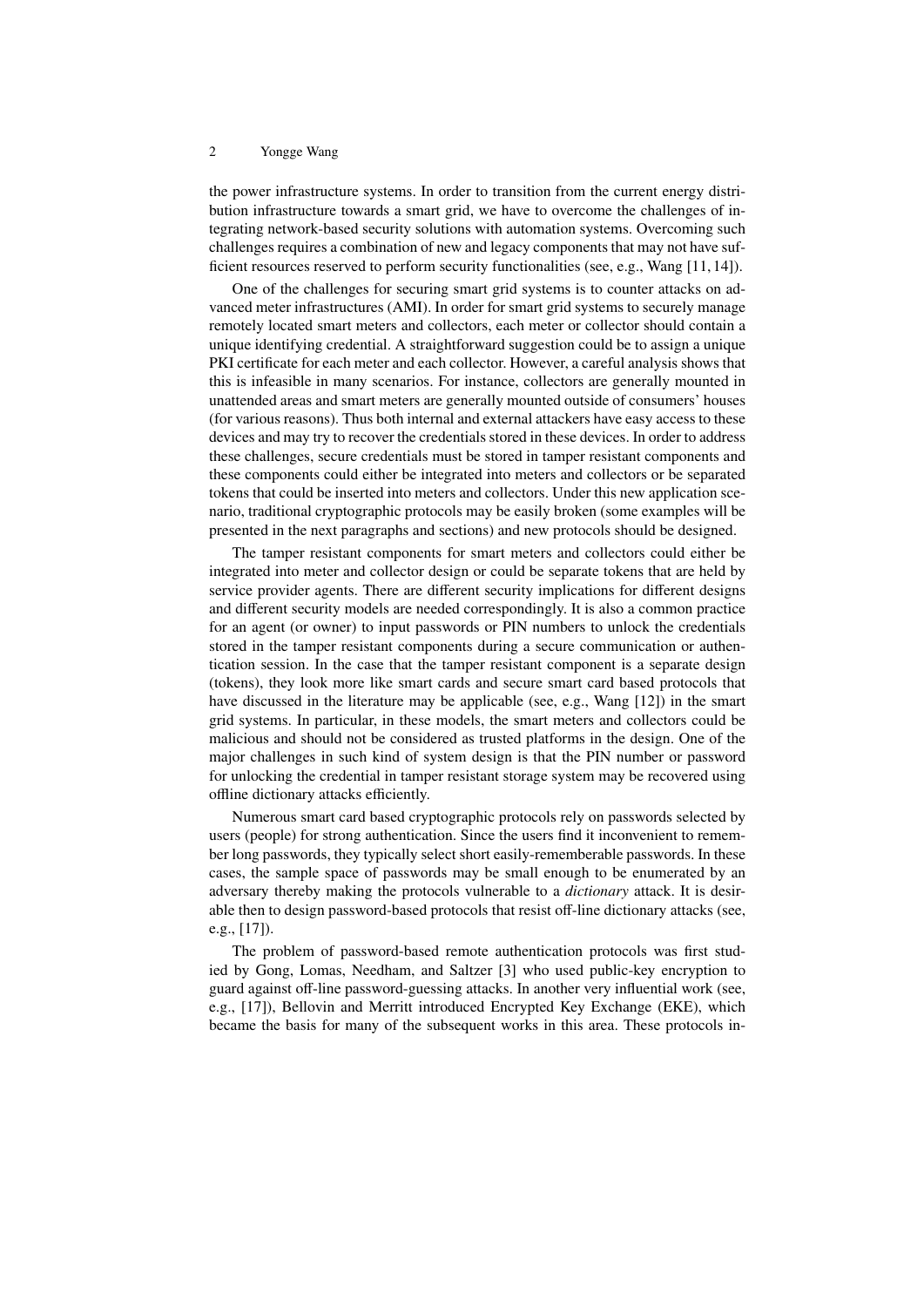the power infrastructure systems. In order to transition from the current energy distribution infrastructure towards a smart grid, we have to overcome the challenges of integrating network-based security solutions with automation systems. Overcoming such challenges requires a combination of new and legacy components that may not have sufficient resources reserved to perform security functionalities (see, e.g., Wang [11, 14]).

One of the challenges for securing smart grid systems is to counter attacks on advanced meter infrastructures (AMI). In order for smart grid systems to securely manage remotely located smart meters and collectors, each meter or collector should contain a unique identifying credential. A straightforward suggestion could be to assign a unique PKI certificate for each meter and each collector. However, a careful analysis shows that this is infeasible in many scenarios. For instance, collectors are generally mounted in unattended areas and smart meters are generally mounted outside of consumers' houses (for various reasons). Thus both internal and external attackers have easy access to these devices and may try to recover the credentials stored in these devices. In order to address these challenges, secure credentials must be stored in tamper resistant components and these components could either be integrated into meters and collectors or be separated tokens that could be inserted into meters and collectors. Under this new application scenario, traditional cryptographic protocols may be easily broken (some examples will be presented in the next paragraphs and sections) and new protocols should be designed.

The tamper resistant components for smart meters and collectors could either be integrated into meter and collector design or could be separate tokens that are held by service provider agents. There are different security implications for different designs and different security models are needed correspondingly. It is also a common practice for an agent (or owner) to input passwords or PIN numbers to unlock the credentials stored in the tamper resistant components during a secure communication or authentication session. In the case that the tamper resistant component is a separate design (tokens), they look more like smart cards and secure smart card based protocols that have discussed in the literature may be applicable (see, e.g., Wang [12]) in the smart grid systems. In particular, in these models, the smart meters and collectors could be malicious and should not be considered as trusted platforms in the design. One of the major challenges in such kind of system design is that the PIN number or password for unlocking the credential in tamper resistant storage system may be recovered using offline dictionary attacks efficiently.

Numerous smart card based cryptographic protocols rely on passwords selected by users (people) for strong authentication. Since the users find it inconvenient to remember long passwords, they typically select short easily-rememberable passwords. In these cases, the sample space of passwords may be small enough to be enumerated by an adversary thereby making the protocols vulnerable to a *dictionary* attack. It is desirable then to design password-based protocols that resist off-line dictionary attacks (see, e.g., [17]).

The problem of password-based remote authentication protocols was first studied by Gong, Lomas, Needham, and Saltzer [3] who used public-key encryption to guard against off-line password-guessing attacks. In another very influential work (see, e.g., [17]), Bellovin and Merritt introduced Encrypted Key Exchange (EKE), which became the basis for many of the subsequent works in this area. These protocols in-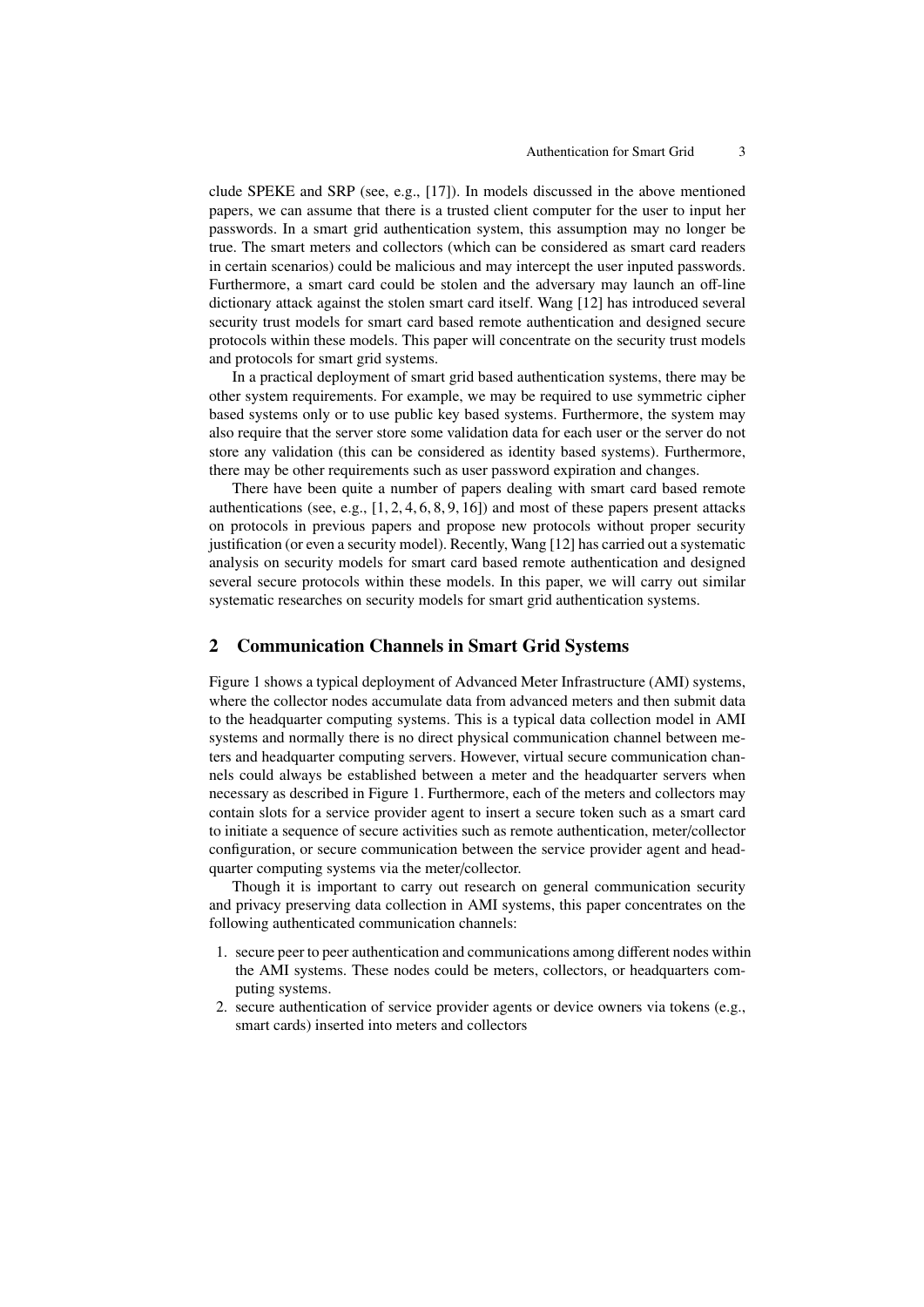clude SPEKE and SRP (see, e.g., [17]). In models discussed in the above mentioned papers, we can assume that there is a trusted client computer for the user to input her passwords. In a smart grid authentication system, this assumption may no longer be true. The smart meters and collectors (which can be considered as smart card readers in certain scenarios) could be malicious and may intercept the user inputed passwords. Furthermore, a smart card could be stolen and the adversary may launch an off-line dictionary attack against the stolen smart card itself. Wang [12] has introduced several security trust models for smart card based remote authentication and designed secure protocols within these models. This paper will concentrate on the security trust models and protocols for smart grid systems.

In a practical deployment of smart grid based authentication systems, there may be other system requirements. For example, we may be required to use symmetric cipher based systems only or to use public key based systems. Furthermore, the system may also require that the server store some validation data for each user or the server do not store any validation (this can be considered as identity based systems). Furthermore, there may be other requirements such as user password expiration and changes.

There have been quite a number of papers dealing with smart card based remote authentications (see, e.g., [1, 2, 4, 6, 8, 9, 16]) and most of these papers present attacks on protocols in previous papers and propose new protocols without proper security justification (or even a security model). Recently, Wang [12] has carried out a systematic analysis on security models for smart card based remote authentication and designed several secure protocols within these models. In this paper, we will carry out similar systematic researches on security models for smart grid authentication systems.

## 2 Communication Channels in Smart Grid Systems

Figure 1 shows a typical deployment of Advanced Meter Infrastructure (AMI) systems, where the collector nodes accumulate data from advanced meters and then submit data to the headquarter computing systems. This is a typical data collection model in AMI systems and normally there is no direct physical communication channel between meters and headquarter computing servers. However, virtual secure communication channels could always be established between a meter and the headquarter servers when necessary as described in Figure 1. Furthermore, each of the meters and collectors may contain slots for a service provider agent to insert a secure token such as a smart card to initiate a sequence of secure activities such as remote authentication, meter/collector configuration, or secure communication between the service provider agent and headquarter computing systems via the meter/collector.

Though it is important to carry out research on general communication security and privacy preserving data collection in AMI systems, this paper concentrates on the following authenticated communication channels:

1. secure peer to peer authentication and communications among different nodes within the AMI systems. These nodes could be meters, collectors, or headquarters computing systems.
2. secure authentication of service provider agents or device owners via tokens (e.g., smart cards) inserted into meters and collectors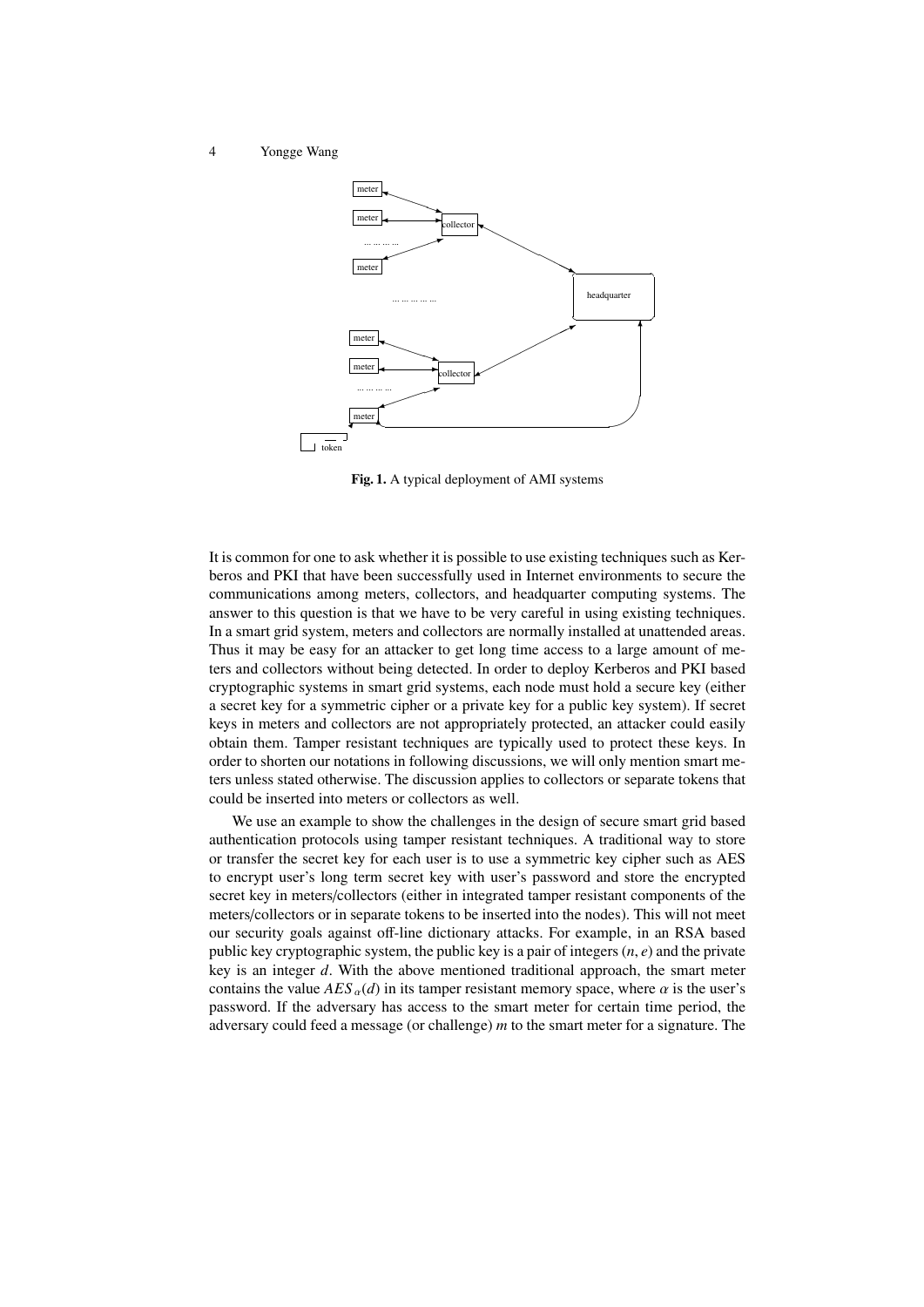meter
meter
... ... ... ...
meter
collector
headquarter
... ... ... ... ...
meter
meter
... ... ... ...
meter
collector
token

**Fig. 1.** A typical deployment of AMI systems

It is common for one to ask whether it is possible to use existing techniques such as Kerberos and PKI that have been successfully used in Internet environments to secure the communications among meters, collectors, and headquarter computing systems. The answer to this question is that we have to be very careful in using existing techniques. In a smart grid system, meters and collectors are normally installed at unattended areas. Thus it may be easy for an attacker to get long time access to a large amount of meters and collectors without being detected. In order to deploy Kerberos and PKI based cryptographic systems in smart grid systems, each node must hold a secure key (either a secret key for a symmetric cipher or a private key for a public key system). If secret keys in meters and collectors are not appropriately protected, an attacker could easily obtain them. Tamper resistant techniques are typically used to protect these keys. In order to shorten our notations in following discussions, we will only mention smart meters unless stated otherwise. The discussion applies to collectors or separate tokens that could be inserted into meters or collectors as well.

We use an example to show the challenges in the design of secure smart grid based authentication protocols using tamper resistant techniques. A traditional way to store or transfer the secret key for each user is to use a symmetric key cipher such as AES to encrypt user's long term secret key with user's password and store the encrypted secret key in meters/collectors (either in integrated tamper resistant components of the meters/collectors or in separate tokens to be inserted into the nodes). This will not meet our security goals against off-line dictionary attacks. For example, in an RSA based public key cryptographic system, the public key is a pair of integers $(n, e)$ and the private key is an integer $d$. With the above mentioned traditional approach, the smart meter contains the value $AES_{\alpha}(d)$ in its tamper resistant memory space, where $\alpha$ is the user's password. If the adversary has access to the smart meter for certain time period, the adversary could feed a message (or challenge) $m$ to the smart meter for a signature. The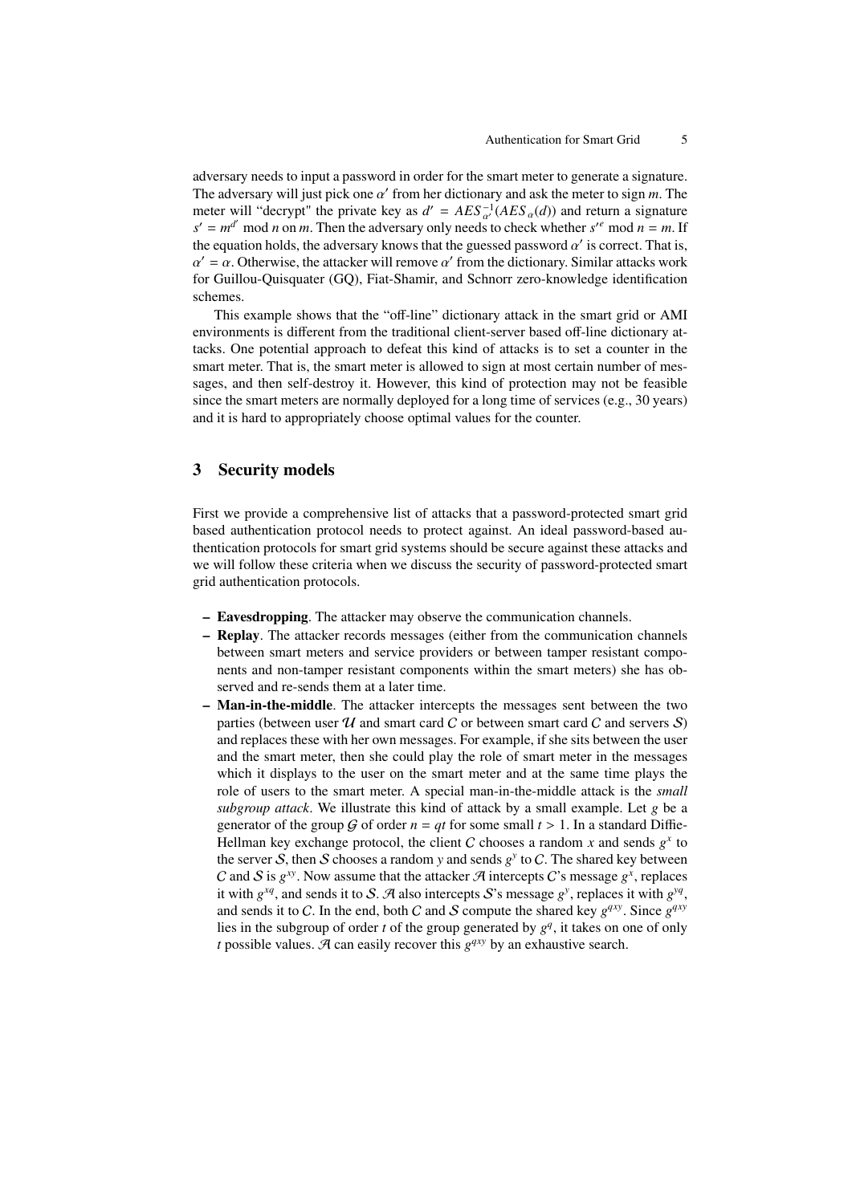adversary needs to input a password in order for the smart meter to generate a signature. The adversary will just pick one $\alpha'$ from her dictionary and ask the meter to sign $m$. The meter will "decrypt" the private key as $d' = AES_{\alpha'}^{-1}(AES_{\alpha}(d))$ and return a signature $s' = m^{d'} \bmod n$ on $m$. Then the adversary only needs to check whether $s'^{e} \bmod n = m$. If the equation holds, the adversary knows that the guessed password $\alpha'$ is correct. That is, $\alpha' = \alpha$. Otherwise, the attacker will remove $\alpha'$ from the dictionary. Similar attacks work for Guillou-Quisquater (GQ), Fiat-Shamir, and Schnorr zero-knowledge identification schemes.

This example shows that the "off-line" dictionary attack in the smart grid or AMI environments is different from the traditional client-server based off-line dictionary attacks. One potential approach to defeat this kind of attacks is to set a counter in the smart meter. That is, the smart meter is allowed to sign at most certain number of messages, and then self-destroy it. However, this kind of protection may not be feasible since the smart meters are normally deployed for a long time of services (e.g., 30 years) and it is hard to appropriately choose optimal values for the counter.

## 3 Security models

First we provide a comprehensive list of attacks that a password-protected smart grid based authentication protocol needs to protect against. An ideal password-based authentication protocols for smart grid systems should be secure against these attacks and we will follow these criteria when we discuss the security of password-protected smart grid authentication protocols.

- **Eavesdropping**. The attacker may observe the communication channels.
- **Replay**. The attacker records messages (either from the communication channels between smart meters and service providers or between tamper resistant components and non-tamper resistant components within the smart meters) she has observed and re-sends them at a later time.
- **Man-in-the-middle**. The attacker intercepts the messages sent between the two parties (between user $\mathcal{U}$ and smart card $C$ or between smart card $C$ and servers $\mathcal{S}$) and replaces these with her own messages. For example, if she sits between the user and the smart meter, then she could play the role of smart meter in the messages which it displays to the user on the smart meter and at the same time plays the role of users to the smart meter. A special man-in-the-middle attack is the *small subgroup attack*. We illustrate this kind of attack by a small example. Let $g$ be a generator of the group $\mathcal{G}$ of order $n = qt$ for some small $t > 1$. In a standard Diffie-Hellman key exchange protocol, the client $C$ chooses a random $x$ and sends $g^x$ to the server $\mathcal{S}$, then $\mathcal{S}$ chooses a random $y$ and sends $g^y$ to $C$. The shared key between $C$ and $\mathcal{S}$ is $g^{xy}$. Now assume that the attacker $\mathcal{A}$ intercepts $C$'s message $g^x$, replaces it with $g^{xq}$, and sends it to $\mathcal{S}$. $\mathcal{A}$ also intercepts $\mathcal{S}$'s message $g^y$, replaces it with $g^{yq}$, and sends it to $C$. In the end, both $C$ and $\mathcal{S}$ compute the shared key $g^{qxy}$. Since $g^{qxy}$ lies in the subgroup of order $t$ of the group generated by $g^q$, it takes on one of only $t$ possible values. $\mathcal{A}$ can easily recover this $g^{qxy}$ by an exhaustive search.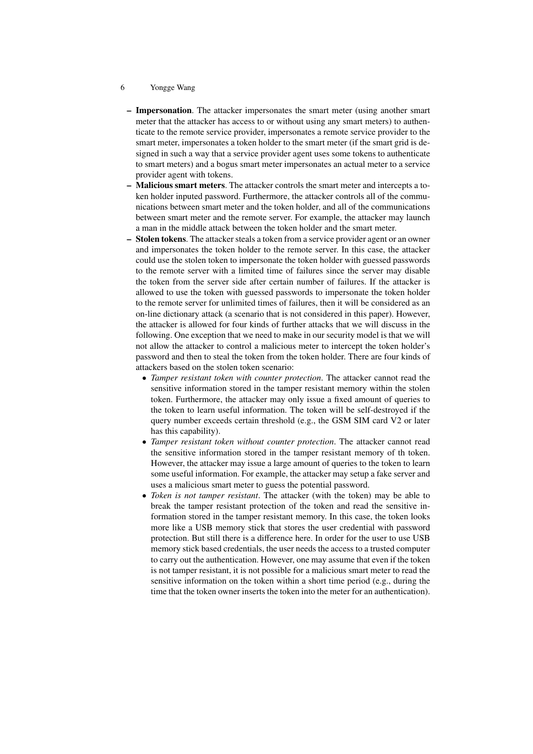- **Impersonation**. The attacker impersonates the smart meter (using another smart meter that the attacker has access to or without using any smart meters) to authenticate to the remote service provider, impersonates a remote service provider to the smart meter, impersonates a token holder to the smart meter (if the smart grid is designed in such a way that a service provider agent uses some tokens to authenticate to smart meters) and a bogus smart meter impersonates an actual meter to a service provider agent with tokens.
- **Malicious smart meters**. The attacker controls the smart meter and intercepts a token holder inputed password. Furthermore, the attacker controls all of the communications between smart meter and the token holder, and all of the communications between smart meter and the remote server. For example, the attacker may launch a man in the middle attack between the token holder and the smart meter.
- **Stolen tokens**. The attacker steals a token from a service provider agent or an owner and impersonates the token holder to the remote server. In this case, the attacker could use the stolen token to impersonate the token holder with guessed passwords to the remote server with a limited time of failures since the server may disable the token from the server side after certain number of failures. If the attacker is allowed to use the token with guessed passwords to impersonate the token holder to the remote server for unlimited times of failures, then it will be considered as an on-line dictionary attack (a scenario that is not considered in this paper). However, the attacker is allowed for four kinds of further attacks that we will discuss in the following. One exception that we need to make in our security model is that we will not allow the attacker to control a malicious meter to intercept the token holder's password and then to steal the token from the token holder. There are four kinds of attackers based on the stolen token scenario:
  - *Tamper resistant token with counter protection*. The attacker cannot read the sensitive information stored in the tamper resistant memory within the stolen token. Furthermore, the attacker may only issue a fixed amount of queries to the token to learn useful information. The token will be self-destroyed if the query number exceeds certain threshold (e.g., the GSM SIM card V2 or later has this capability).
  - *Tamper resistant token without counter protection*. The attacker cannot read the sensitive information stored in the tamper resistant memory of th token. However, the attacker may issue a large amount of queries to the token to learn some useful information. For example, the attacker may setup a fake server and uses a malicious smart meter to guess the potential password.
  - *Token is not tamper resistant*. The attacker (with the token) may be able to break the tamper resistant protection of the token and read the sensitive information stored in the tamper resistant memory. In this case, the token looks more like a USB memory stick that stores the user credential with password protection. But still there is a difference here. In order for the user to use USB memory stick based credentials, the user needs the access to a trusted computer to carry out the authentication. However, one may assume that even if the token is not tamper resistant, it is not possible for a malicious smart meter to read the sensitive information on the token within a short time period (e.g., during the time that the token owner inserts the token into the meter for an authentication).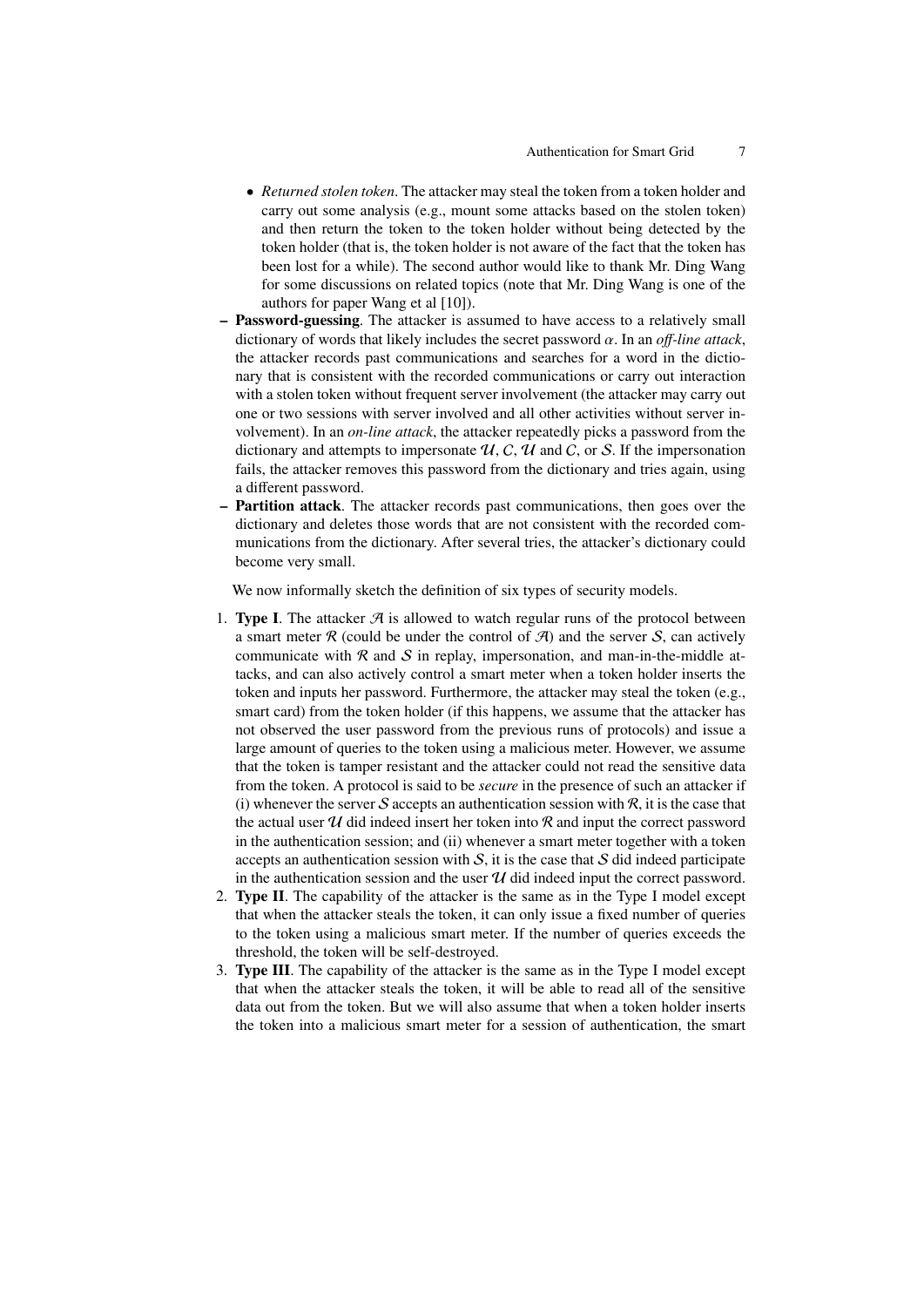- *Returned stolen token*. The attacker may steal the token from a token holder and carry out some analysis (e.g., mount some attacks based on the stolen token) and then return the token to the token holder without being detected by the token holder (that is, the token holder is not aware of the fact that the token has been lost for a while). The second author would like to thank Mr. Ding Wang for some discussions on related topics (note that Mr. Ding Wang is one of the authors for paper Wang et al [10]).
- **Password-guessing**. The attacker is assumed to have access to a relatively small dictionary of words that likely includes the secret password $\alpha$. In an *off-line attack*, the attacker records past communications and searches for a word in the dictionary that is consistent with the recorded communications or carry out interaction with a stolen token without frequent server involvement (the attacker may carry out one or two sessions with server involved and all other activities without server involvement). In an *on-line attack*, the attacker repeatedly picks a password from the dictionary and attempts to impersonate $\mathcal{U}$, $C$, $\mathcal{U}$ and $C$, or $\mathcal{S}$. If the impersonation fails, the attacker removes this password from the dictionary and tries again, using a different password.
- **Partition attack**. The attacker records past communications, then goes over the dictionary and deletes those words that are not consistent with the recorded communications from the dictionary. After several tries, the attacker's dictionary could become very small.

We now informally sketch the definition of six types of security models.

1. **Type I**. The attacker $\mathcal{A}$ is allowed to watch regular runs of the protocol between a smart meter $\mathcal{R}$ (could be under the control of $\mathcal{A}$) and the server $\mathcal{S}$, can actively communicate with $\mathcal{R}$ and $\mathcal{S}$ in replay, impersonation, and man-in-the-middle attacks, and can also actively control a smart meter when a token holder inserts the token and inputs her password. Furthermore, the attacker may steal the token (e.g., smart card) from the token holder (if this happens, we assume that the attacker has not observed the user password from the previous runs of protocols) and issue a large amount of queries to the token using a malicious meter. However, we assume that the token is tamper resistant and the attacker could not read the sensitive data from the token. A protocol is said to be *secure* in the presence of such an attacker if (i) whenever the server $\mathcal{S}$ accepts an authentication session with $\mathcal{R}$, it is the case that the actual user $\mathcal{U}$ did indeed insert her token into $\mathcal{R}$ and input the correct password in the authentication session; and (ii) whenever a smart meter together with a token accepts an authentication session with $\mathcal{S}$, it is the case that $\mathcal{S}$ did indeed participate in the authentication session and the user $\mathcal{U}$ did indeed input the correct password.
2. **Type II**. The capability of the attacker is the same as in the Type I model except that when the attacker steals the token, it can only issue a fixed number of queries to the token using a malicious smart meter. If the number of queries exceeds the threshold, the token will be self-destroyed.
3. **Type III**. The capability of the attacker is the same as in the Type I model except that when the attacker steals the token, it will be able to read all of the sensitive data out from the token. But we will also assume that when a token holder inserts the token into a malicious smart meter for a session of authentication, the smart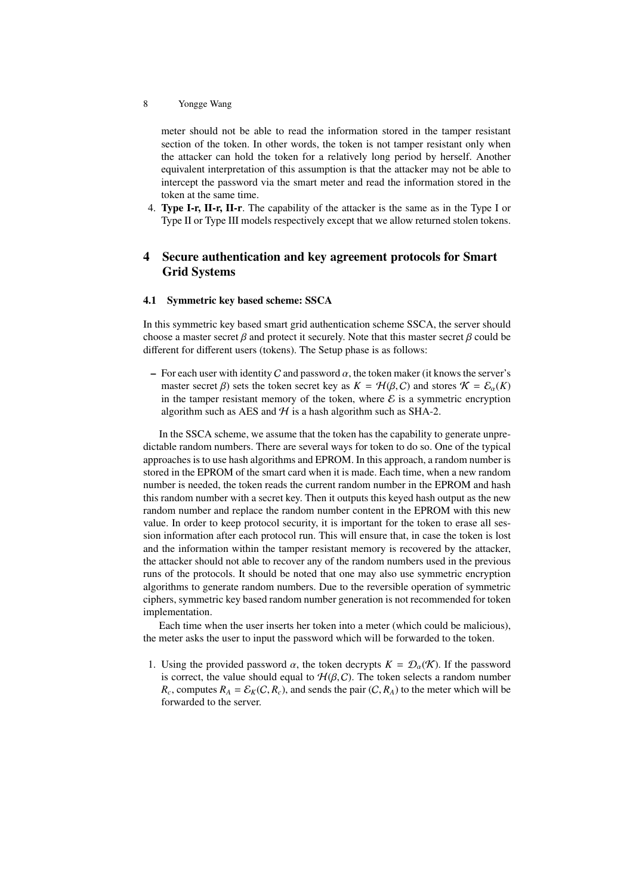meter should not be able to read the information stored in the tamper resistant section of the token. In other words, the token is not tamper resistant only when the attacker can hold the token for a relatively long period by herself. Another equivalent interpretation of this assumption is that the attacker may not be able to intercept the password via the smart meter and read the information stored in the token at the same time.

4. **Type I-r, II-r, II-r**. The capability of the attacker is the same as in the Type I or Type II or Type III models respectively except that we allow returned stolen tokens.

## 4 Secure authentication and key agreement protocols for Smart Grid Systems

### 4.1 Symmetric key based scheme: SSCA

In this symmetric key based smart grid authentication scheme SSCA, the server should choose a master secret $\beta$ and protect it securely. Note that this master secret $\beta$ could be different for different users (tokens). The Setup phase is as follows:

- For each user with identity $C$ and password $\alpha$, the token maker (it knows the server's master secret $\beta$) sets the token secret key as $K = \mathcal{H}(\beta, C)$ and stores $\mathcal{K} = \mathcal{E}_\alpha(K)$ in the tamper resistant memory of the token, where $\mathcal{E}$ is a symmetric encryption algorithm such as AES and $\mathcal{H}$ is a hash algorithm such as SHA-2.

In the SSCA scheme, we assume that the token has the capability to generate unpredictable random numbers. There are several ways for token to do so. One of the typical approaches is to use hash algorithms and EPROM. In this approach, a random number is stored in the EPROM of the smart card when it is made. Each time, when a new random number is needed, the token reads the current random number in the EPROM and hash this random number with a secret key. Then it outputs this keyed hash output as the new random number and replace the random number content in the EPROM with this new value. In order to keep protocol security, it is important for the token to erase all session information after each protocol run. This will ensure that, in case the token is lost and the information within the tamper resistant memory is recovered by the attacker, the attacker should not able to recover any of the random numbers used in the previous runs of the protocols. It should be noted that one may also use symmetric encryption algorithms to generate random numbers. Due to the reversible operation of symmetric ciphers, symmetric key based random number generation is not recommended for token implementation.

Each time when the user inserts her token into a meter (which could be malicious), the meter asks the user to input the password which will be forwarded to the token.

1. Using the provided password $\alpha$, the token decrypts $K = \mathcal{D}_\alpha(\mathcal{K})$. If the password is correct, the value should equal to $\mathcal{H}(\beta, C)$. The token selects a random number $R_c$, computes $R_A = \mathcal{E}_K(C, R_c)$, and sends the pair $(C, R_A)$ to the meter which will be forwarded to the server.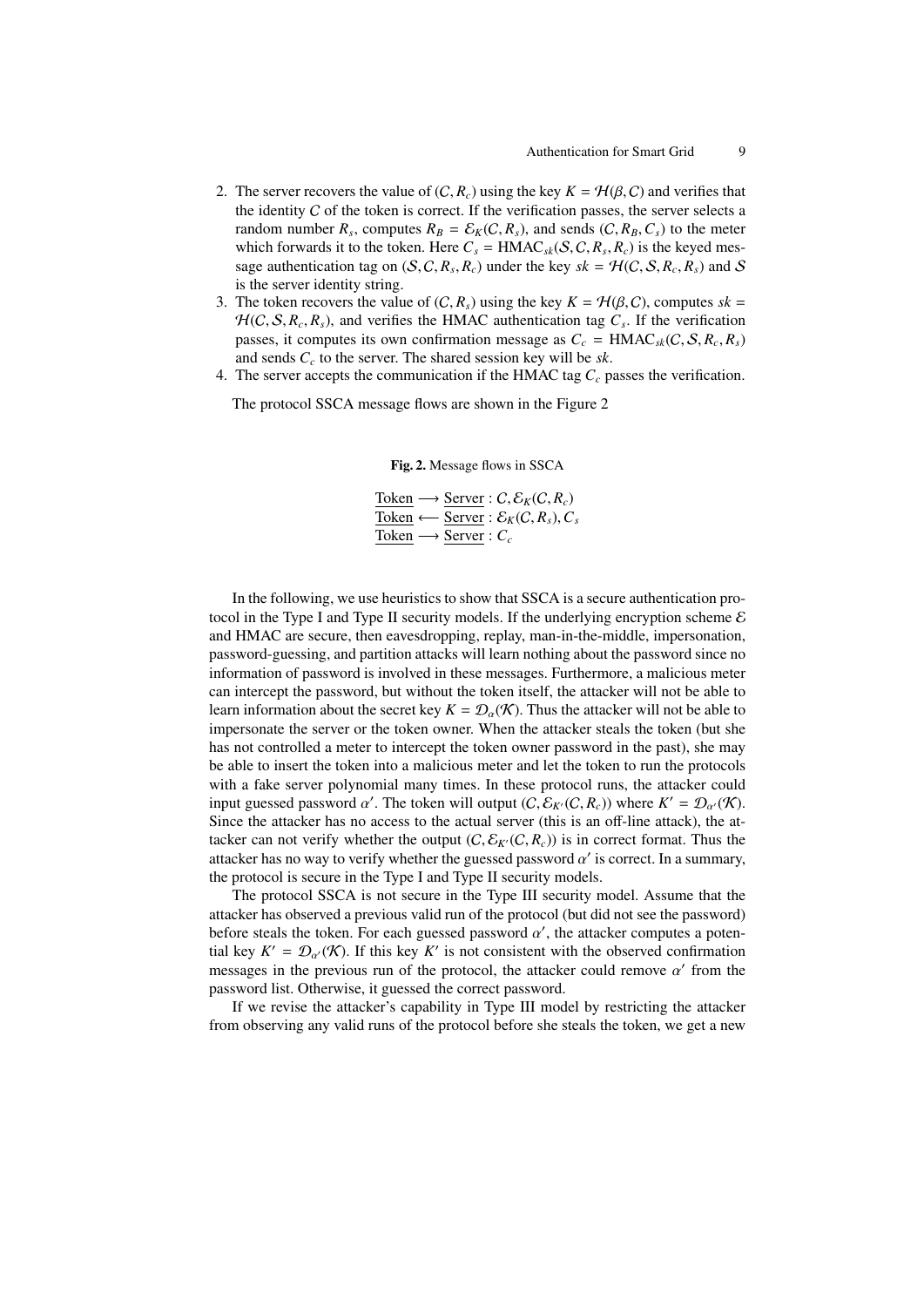2. The server recovers the value of $(\mathcal{C}, R_c)$ using the key $K = \mathcal{H}(\beta, \mathcal{C})$ and verifies that the identity $\mathcal{C}$ of the token is correct. If the verification passes, the server selects a random number $R_s$, computes $R_B = \mathcal{E}_K(\mathcal{C}, R_s)$, and sends $(\mathcal{C}, R_B, C_s)$ to the meter which forwards it to the token. Here $C_s = \text{HMAC}_{sk}(\mathcal{S}, \mathcal{C}, R_s, R_c)$ is the keyed message authentication tag on $(\mathcal{S}, \mathcal{C}, R_s, R_c)$ under the key $sk = \mathcal{H}(\mathcal{C}, \mathcal{S}, R_c, R_s)$ and $\mathcal{S}$ is the server identity string.
3. The token recovers the value of $(\mathcal{C}, R_s)$ using the key $K = \mathcal{H}(\beta, \mathcal{C})$, computes $sk = \mathcal{H}(\mathcal{C}, \mathcal{S}, R_c, R_s)$, and verifies the HMAC authentication tag $C_s$. If the verification passes, it computes its own confirmation message as $C_c = \text{HMAC}_{sk}(\mathcal{C}, \mathcal{S}, R_c, R_s)$ and sends $C_c$ to the server. The shared session key will be $sk$.
4. The server accepts the communication if the HMAC tag $C_c$ passes the verification.

The protocol SSCA message flows are shown in the Figure 2

**Fig. 2.** Message flows in SSCA

$$
\begin{aligned}
&\underline{\text{Token}} \longrightarrow \underline{\text{Server}} : \mathcal{C}, \mathcal{E}_K(\mathcal{C}, R_c)\\
&\underline{\text{Token}} \longleftarrow \underline{\text{Server}} : \mathcal{E}_K(\mathcal{C}, R_s), C_s\\
&\underline{\text{Token}} \longrightarrow \underline{\text{Server}} : C_c
\end{aligned}
$$

In the following, we use heuristics to show that SSCA is a secure authentication protocol in the Type I and Type II security models. If the underlying encryption scheme $\mathcal{E}$ and HMAC are secure, then eavesdropping, replay, man-in-the-middle, impersonation, password-guessing, and partition attacks will learn nothing about the password since no information of password is involved in these messages. Furthermore, a malicious meter can intercept the password, but without the token itself, the attacker will not be able to learn information about the secret key $K = \mathcal{D}_\alpha(\mathcal{K})$. Thus the attacker will not be able to impersonate the server or the token owner. When the attacker steals the token (but she has not controlled a meter to intercept the token owner password in the past), she may be able to insert the token into a malicious meter and let the token to run the protocols with a fake server polynomial many times. In these protocol runs, the attacker could input guessed password $\alpha'$. The token will output $(\mathcal{C}, \mathcal{E}_{K'}(\mathcal{C}, R_c))$ where $K' = \mathcal{D}_{\alpha'}(\mathcal{K})$. Since the attacker has no access to the actual server (this is an off-line attack), the attacker can not verify whether the output $(\mathcal{C}, \mathcal{E}_{K'}(\mathcal{C}, R_c))$ is in correct format. Thus the attacker has no way to verify whether the guessed password $\alpha'$ is correct. In a summary, the protocol is secure in the Type I and Type II security models.

The protocol SSCA is not secure in the Type III security model. Assume that the attacker has observed a previous valid run of the protocol (but did not see the password) before steals the token. For each guessed password $\alpha'$, the attacker computes a potential key $K' = \mathcal{D}_{\alpha'}(\mathcal{K})$. If this key $K'$ is not consistent with the observed confirmation messages in the previous run of the protocol, the attacker could remove $\alpha'$ from the password list. Otherwise, it guessed the correct password.

If we revise the attacker's capability in Type III model by restricting the attacker from observing any valid runs of the protocol before she steals the token, we get a new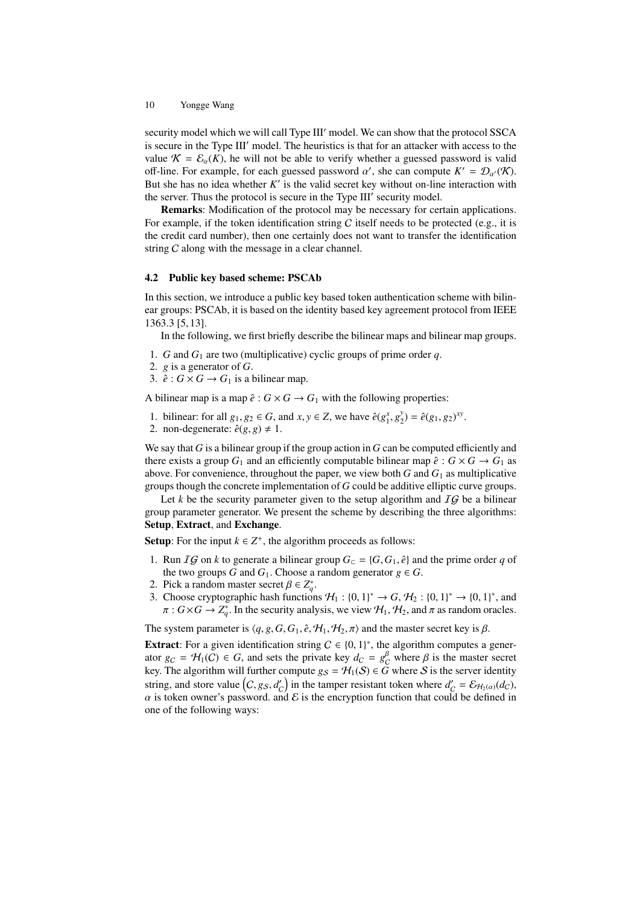security model which we will call Type III′ model. We can show that the protocol SSCA is secure in the Type III′ model. The heuristics is that for an attacker with access to the value $\mathcal{K} = \mathcal{E}_\alpha(K)$, he will not be able to verify whether a guessed password is valid off-line. For example, for each guessed password $\alpha'$, she can compute $K' = \mathcal{D}_{\alpha'}(\mathcal{K})$. But she has no idea whether $K'$ is the valid secret key without on-line interaction with the server. Thus the protocol is secure in the Type III′ security model.

**Remarks**: Modification of the protocol may be necessary for certain applications. For example, if the token identification string $C$ itself needs to be protected (e.g., it is the credit card number), then one certainly does not want to transfer the identification string $C$ along with the message in a clear channel.

### 4.2 Public key based scheme: PSCAb

In this section, we introduce a public key based token authentication scheme with bilinear groups: PSCAb, it is based on the identity based key agreement protocol from IEEE 1363.3 [5, 13].

In the following, we first briefly describe the bilinear maps and bilinear map groups.

1. $G$ and $G_1$ are two (multiplicative) cyclic groups of prime order $q$.
2. $g$ is a generator of $G$.
3. $\hat{e} : G \times G \to G_1$ is a bilinear map.

A bilinear map is a map $\hat{e} : G \times G \to G_1$ with the following properties:

1. bilinear: for all $g_1, g_2 \in G$, and $x, y \in Z$, we have $\hat{e}(g_1^x, g_2^y) = \hat{e}(g_1, g_2)^{xy}$.
2. non-degenerate: $\hat{e}(g, g) \neq 1$.

We say that $G$ is a bilinear group if the group action in $G$ can be computed efficiently and there exists a group $G_1$ and an efficiently computable bilinear map $\hat{e} : G \times G \to G_1$ as above. For convenience, throughout the paper, we view both $G$ and $G_1$ as multiplicative groups though the concrete implementation of $G$ could be additive elliptic curve groups.

Let $k$ be the security parameter given to the setup algorithm and $\mathcal{IG}$ be a bilinear group parameter generator. We present the scheme by describing the three algorithms: **Setup**, **Extract**, and **Exchange**.

**Setup**: For the input $k \in Z^+$, the algorithm proceeds as follows:

1. Run $\mathcal{IG}$ on $k$ to generate a bilinear group $G_\subset = \{G, G_1, \hat{e}\}$ and the prime order $q$ of the two groups $G$ and $G_1$. Choose a random generator $g \in G$.
2. Pick a random master secret $\beta \in Z_q^*$.
3. Choose cryptographic hash functions $\mathcal{H}_1 : \{0,1\}^* \to G$, $\mathcal{H}_2 : \{0,1\}^* \to \{0,1\}^*$, and $\pi : G \times G \to Z_q^*$. In the security analysis, we view $\mathcal{H}_1$, $\mathcal{H}_2$, and $\pi$ as random oracles.

The system parameter is $\langle q, g, G, G_1, \hat{e}, \mathcal{H}_1, \mathcal{H}_2, \pi \rangle$ and the master secret key is $\beta$.

**Extract**: For a given identification string $C \in \{0,1\}^*$, the algorithm computes a generator $g_C = \mathcal{H}_1(C) \in G$, and sets the private key $d_C = g_C^\beta$ where $\beta$ is the master secret key. The algorithm will further compute $g_S = \mathcal{H}_1(S) \in G$ where $S$ is the server identity string, and store value $\left(C, g_S, d'_C\right)$ in the tamper resistant token where $d'_C = \mathcal{E}_{\mathcal{H}_2(\alpha)}(d_C)$, $\alpha$ is token owner's password. and $\mathcal{E}$ is the encryption function that could be defined in one of the following ways: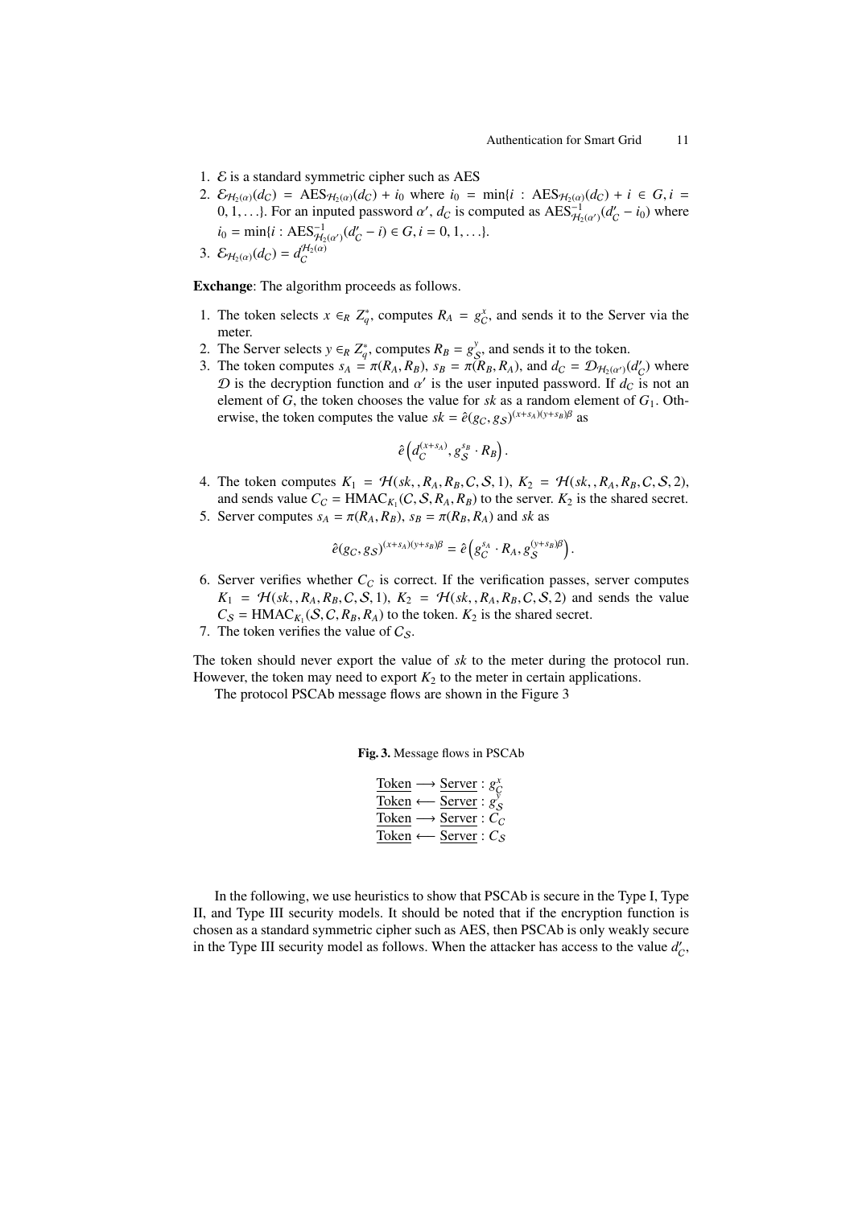1. $\mathcal{E}$ is a standard symmetric cipher such as AES
2. $\mathcal{E}_{\mathcal{H}_2(\alpha)}(d_C) = \text{AES}_{\mathcal{H}_2(\alpha)}(d_C) + i_0$ where $i_0 = \min\{i : \text{AES}_{\mathcal{H}_2(\alpha)}(d_C) + i \in G, i = 0, 1, \ldots\}$. For an inputed password $\alpha'$, $d_C$ is computed as $\text{AES}^{-1}_{\mathcal{H}_2(\alpha')}(d'_C - i_0)$ where $i_0 = \min\{i : \text{AES}^{-1}_{\mathcal{H}_2(\alpha')}(d'_C - i) \in G, i = 0, 1, \ldots\}$.
3. $\mathcal{E}_{\mathcal{H}_2(\alpha)}(d_C) = d_C^{\mathcal{H}_2(\alpha)}$

**Exchange**: The algorithm proceeds as follows.

1. The token selects $x \in_R Z_q^*$, computes $R_A = g_C^x$, and sends it to the Server via the meter.
2. The Server selects $y \in_R Z_q^*$, computes $R_B = g_S^y$, and sends it to the token.
3. The token computes $s_A = \pi(R_A, R_B)$, $s_B = \pi(R_B, R_A)$, and $d_C = \mathcal{D}_{\mathcal{H}_2(\alpha')}(d'_C)$ where $\mathcal{D}$ is the decryption function and $\alpha'$ is the user inputed password. If $d_C$ is not an element of $G$, the token chooses the value for $sk$ as a random element of $G_1$. Otherwise, the token computes the value $sk = \hat{e}(g_C, g_S)^{(x+s_A)(y+s_B)\beta}$ as
$$\hat{e}\left(d_C^{(x+s_A)}, g_S^{s_B} \cdot R_B\right).$$
4. The token computes $K_1 = \mathcal{H}(sk, , R_A, R_B, C, \mathcal{S}, 1)$, $K_2 = \mathcal{H}(sk, , R_A, R_B, C, \mathcal{S}, 2)$, and sends value $C_C = \text{HMAC}_{K_1}(C, \mathcal{S}, R_A, R_B)$ to the server. $K_2$ is the shared secret.
5. Server computes $s_A = \pi(R_A, R_B)$, $s_B = \pi(R_B, R_A)$ and $sk$ as
$$\hat{e}(g_C, g_S)^{(x+s_A)(y+s_B)\beta} = \hat{e}\left(g_C^{s_A} \cdot R_A, g_S^{(y+s_B)\beta}\right).$$
6. Server verifies whether $C_C$ is correct. If the verification passes, server computes $K_1 = \mathcal{H}(sk, , R_A, R_B, C, \mathcal{S}, 1)$, $K_2 = \mathcal{H}(sk, , R_A, R_B, C, \mathcal{S}, 2)$ and sends the value $C_S = \text{HMAC}_{K_1}(\mathcal{S}, C, R_B, R_A)$ to the token. $K_2$ is the shared secret.
7. The token verifies the value of $C_S$.

The token should never export the value of $sk$ to the meter during the protocol run. However, the token may need to export $K_2$ to the meter in certain applications.

The protocol PSCAb message flows are shown in the Figure 3

**Fig. 3.** Message flows in PSCAb

$$\begin{array}{l}
\underline{\text{Token}} \longrightarrow \underline{\text{Server}} : g_C^x \\
\underline{\text{Token}} \longleftarrow \underline{\text{Server}} : g_S^y \\
\underline{\text{Token}} \longrightarrow \underline{\text{Server}} : C_C \\
\underline{\text{Token}} \longleftarrow \underline{\text{Server}} : C_S
\end{array}$$

In the following, we use heuristics to show that PSCAb is secure in the Type I, Type II, and Type III security models. It should be noted that if the encryption function is chosen as a standard symmetric cipher such as AES, then PSCAb is only weakly secure in the Type III security model as follows. When the attacker has access to the value $d'_C$,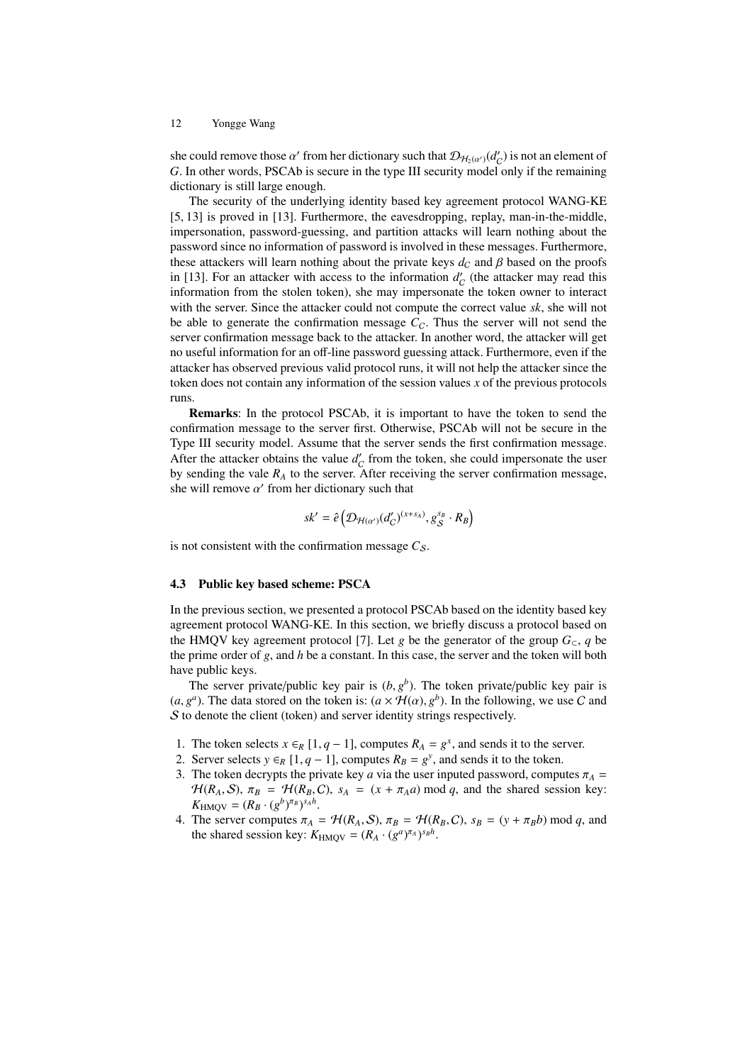she could remove those $\alpha'$ from her dictionary such that $\mathcal{D}_{\mathcal{H}_2(\alpha')}(d'_C)$ is not an element of $G$. In other words, PSCAb is secure in the type III security model only if the remaining dictionary is still large enough.

The security of the underlying identity based key agreement protocol WANG-KE [5, 13] is proved in [13]. Furthermore, the eavesdropping, replay, man-in-the-middle, impersonation, password-guessing, and partition attacks will learn nothing about the password since no information of password is involved in these messages. Furthermore, these attackers will learn nothing about the private keys $d_C$ and $\beta$ based on the proofs in [13]. For an attacker with access to the information $d'_C$ (the attacker may read this information from the stolen token), she may impersonate the token owner to interact with the server. Since the attacker could not compute the correct value *sk*, she will not be able to generate the confirmation message $C_C$. Thus the server will not send the server confirmation message back to the attacker. In another word, the attacker will get no useful information for an off-line password guessing attack. Furthermore, even if the attacker has observed previous valid protocol runs, it will not help the attacker since the token does not contain any information of the session values $x$ of the previous protocols runs.

**Remarks**: In the protocol PSCAb, it is important to have the token to send the confirmation message to the server first. Otherwise, PSCAb will not be secure in the Type III security model. Assume that the server sends the first confirmation message. After the attacker obtains the value $d'_C$ from the token, she could impersonate the user by sending the vale $R_A$ to the server. After receiving the server confirmation message, she will remove $\alpha'$ from her dictionary such that

$$sk' = \hat{e}\left(\mathcal{D}_{\mathcal{H}(\alpha')}(d'_C)^{(x+s_A)}, g_{\mathcal{S}}^{s_B} \cdot R_B\right)$$

is not consistent with the confirmation message $C_{\mathcal{S}}$.

### 4.3 Public key based scheme: PSCA

In the previous section, we presented a protocol PSCAb based on the identity based key agreement protocol WANG-KE. In this section, we briefly discuss a protocol based on the HMQV key agreement protocol [7]. Let $g$ be the generator of the group $G_{\subset}$, $q$ be the prime order of $g$, and $h$ be a constant. In this case, the server and the token will both have public keys.

The server private/public key pair is $(b, g^b)$. The token private/public key pair is $(a, g^a)$. The data stored on the token is: $(a \times \mathcal{H}(\alpha), g^b)$. In the following, we use $\mathcal{C}$ and $\mathcal{S}$ to denote the client (token) and server identity strings respectively.

1. The token selects $x \in_R [1, q-1]$, computes $R_A = g^x$, and sends it to the server.
2. Server selects $y \in_R [1, q-1]$, computes $R_B = g^y$, and sends it to the token.
3. The token decrypts the private key $a$ via the user inputed password, computes $\pi_A = \mathcal{H}(R_A, \mathcal{S})$, $\pi_B = \mathcal{H}(R_B, \mathcal{C})$, $s_A = (x + \pi_A a) \bmod q$, and the shared session key: $K_{\text{HMQV}} = (R_B \cdot (g^b)^{\pi_B})^{s_A h}$.
4. The server computes $\pi_A = \mathcal{H}(R_A, \mathcal{S})$, $\pi_B = \mathcal{H}(R_B, \mathcal{C})$, $s_B = (y + \pi_B b) \bmod q$, and the shared session key: $K_{\text{HMQV}} = (R_A \cdot (g^a)^{\pi_A})^{s_B h}$.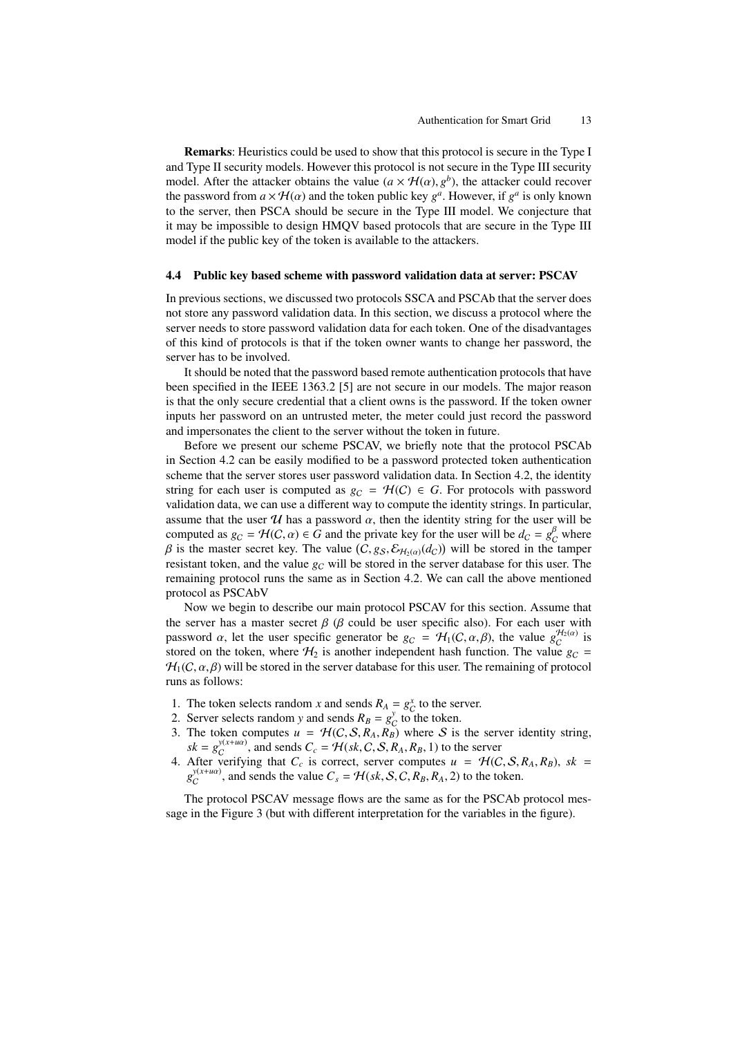**Remarks**: Heuristics could be used to show that this protocol is secure in the Type I and Type II security models. However this protocol is not secure in the Type III security model. After the attacker obtains the value $(a \times \mathcal{H}(\alpha), g^b)$, the attacker could recover the password from $a \times \mathcal{H}(\alpha)$ and the token public key $g^a$. However, if $g^a$ is only known to the server, then PSCA should be secure in the Type III model. We conjecture that it may be impossible to design HMQV based protocols that are secure in the Type III model if the public key of the token is available to the attackers.

### 4.4 Public key based scheme with password validation data at server: PSCAV

In previous sections, we discussed two protocols SSCA and PSCAb that the server does not store any password validation data. In this section, we discuss a protocol where the server needs to store password validation data for each token. One of the disadvantages of this kind of protocols is that if the token owner wants to change her password, the server has to be involved.

It should be noted that the password based remote authentication protocols that have been specified in the IEEE 1363.2 [5] are not secure in our models. The major reason is that the only secure credential that a client owns is the password. If the token owner inputs her password on an untrusted meter, the meter could just record the password and impersonates the client to the server without the token in future.

Before we present our scheme PSCAV, we briefly note that the protocol PSCAb in Section 4.2 can be easily modified to be a password protected token authentication scheme that the server stores user password validation data. In Section 4.2, the identity string for each user is computed as $g_C = \mathcal{H}(C) \in G$. For protocols with password validation data, we can use a different way to compute the identity strings. In particular, assume that the user $\mathcal{U}$ has a password $\alpha$, then the identity string for the user will be computed as $g_C = \mathcal{H}(C, \alpha) \in G$ and the private key for the user will be $d_C = g_C^{\beta}$ where $\beta$ is the master secret key. The value $(C, g_S, \mathcal{E}_{\mathcal{H}_2(\alpha)}(d_C))$ will be stored in the tamper resistant token, and the value $g_C$ will be stored in the server database for this user. The remaining protocol runs the same as in Section 4.2. We can call the above mentioned protocol as PSCAbV

Now we begin to describe our main protocol PSCAV for this section. Assume that the server has a master secret $\beta$ ($\beta$ could be user specific also). For each user with password $\alpha$, let the user specific generator be $g_C = \mathcal{H}_1(C, \alpha, \beta)$, the value $g_C^{\mathcal{H}_2(\alpha)}$ is stored on the token, where $\mathcal{H}_2$ is another independent hash function. The value $g_C = \mathcal{H}_1(C, \alpha, \beta)$ will be stored in the server database for this user. The remaining of protocol runs as follows:

1. The token selects random $x$ and sends $R_A = g_C^x$ to the server.
2. Server selects random $y$ and sends $R_B = g_C^y$ to the token.
3. The token computes $u = \mathcal{H}(C, \mathcal{S}, R_A, R_B)$ where $\mathcal{S}$ is the server identity string, $sk = g_C^{y(x+u\alpha)}$, and sends $C_c = \mathcal{H}(sk, C, \mathcal{S}, R_A, R_B, 1)$ to the server
4. After verifying that $C_c$ is correct, server computes $u = \mathcal{H}(C, \mathcal{S}, R_A, R_B)$, $sk = g_C^{y(x+u\alpha)}$, and sends the value $C_s = \mathcal{H}(sk, \mathcal{S}, C, R_B, R_A, 2)$ to the token.

The protocol PSCAV message flows are the same as for the PSCAb protocol message in the Figure 3 (but with different interpretation for the variables in the figure).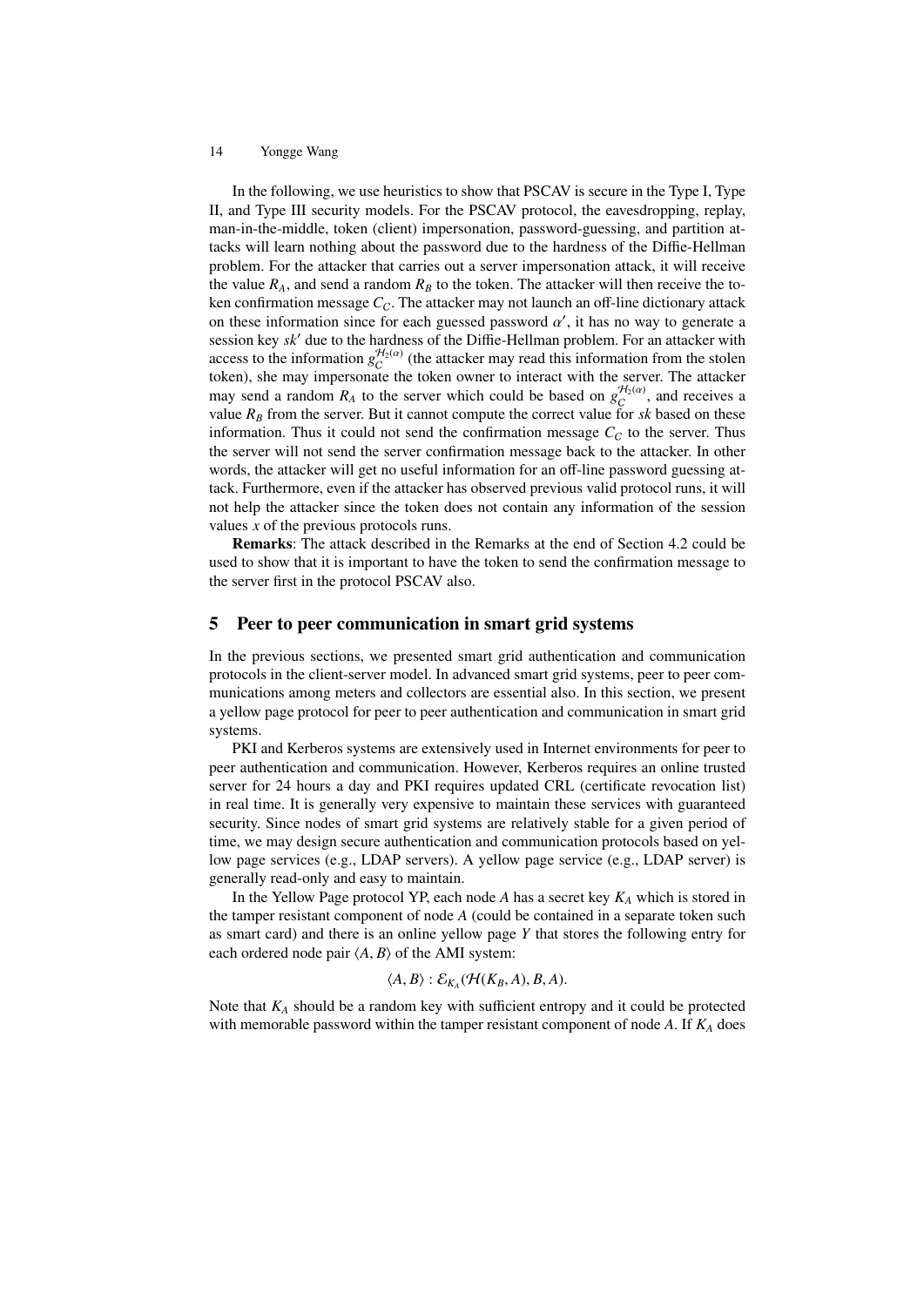In the following, we use heuristics to show that PSCAV is secure in the Type I, Type II, and Type III security models. For the PSCAV protocol, the eavesdropping, replay, man-in-the-middle, token (client) impersonation, password-guessing, and partition attacks will learn nothing about the password due to the hardness of the Diffie-Hellman problem. For the attacker that carries out a server impersonation attack, it will receive the value $R_A$, and send a random $R_B$ to the token. The attacker will then receive the token confirmation message $C_C$. The attacker may not launch an off-line dictionary attack on these information since for each guessed password $\alpha'$, it has no way to generate a session key $sk'$ due to the hardness of the Diffie-Hellman problem. For an attacker with access to the information $g_C^{\mathcal{H}_2(\alpha)}$ (the attacker may read this information from the stolen token), she may impersonate the token owner to interact with the server. The attacker may send a random $R_A$ to the server which could be based on $g_C^{\mathcal{H}_2(\alpha)}$, and receives a value $R_B$ from the server. But it cannot compute the correct value for $sk$ based on these information. Thus it could not send the confirmation message $C_C$ to the server. Thus the server will not send the server confirmation message back to the attacker. In other words, the attacker will get no useful information for an off-line password guessing attack. Furthermore, even if the attacker has observed previous valid protocol runs, it will not help the attacker since the token does not contain any information of the session values $x$ of the previous protocols runs.

**Remarks**: The attack described in the Remarks at the end of Section 4.2 could be used to show that it is important to have the token to send the confirmation message to the server first in the protocol PSCAV also.

## 5 Peer to peer communication in smart grid systems

In the previous sections, we presented smart grid authentication and communication protocols in the client-server model. In advanced smart grid systems, peer to peer communications among meters and collectors are essential also. In this section, we present a yellow page protocol for peer to peer authentication and communication in smart grid systems.

PKI and Kerberos systems are extensively used in Internet environments for peer to peer authentication and communication. However, Kerberos requires an online trusted server for 24 hours a day and PKI requires updated CRL (certificate revocation list) in real time. It is generally very expensive to maintain these services with guaranteed security. Since nodes of smart grid systems are relatively stable for a given period of time, we may design secure authentication and communication protocols based on yellow page services (e.g., LDAP servers). A yellow page service (e.g., LDAP server) is generally read-only and easy to maintain.

In the Yellow Page protocol YP, each node $A$ has a secret key $K_A$ which is stored in the tamper resistant component of node $A$ (could be contained in a separate token such as smart card) and there is an online yellow page $Y$ that stores the following entry for each ordered node pair $\langle A, B\rangle$ of the AMI system:

$$\langle A, B\rangle : \mathcal{E}_{K_A}(\mathcal{H}(K_B, A), B, A).$$

Note that $K_A$ should be a random key with sufficient entropy and it could be protected with memorable password within the tamper resistant component of node $A$. If $K_A$ does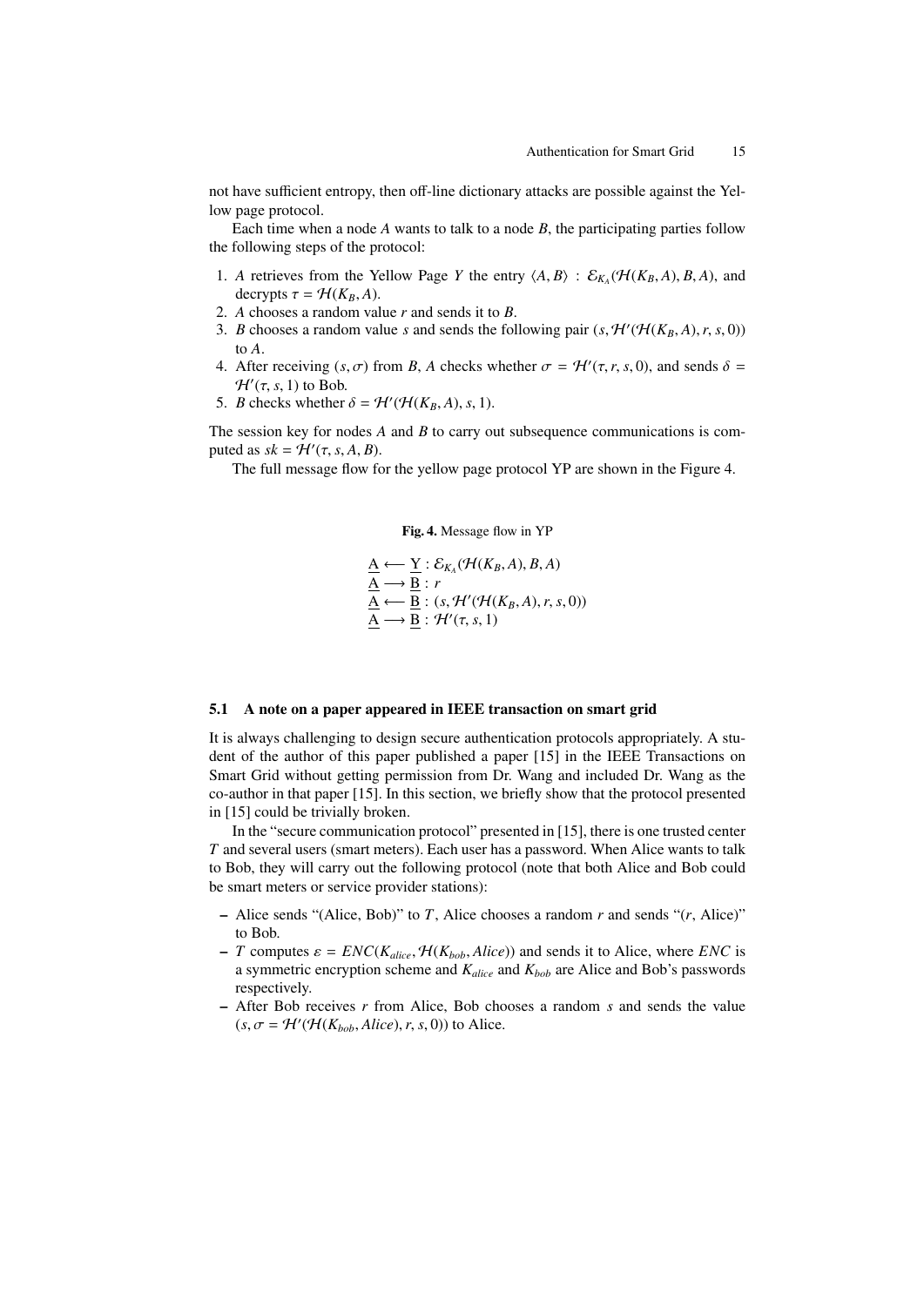not have sufficient entropy, then off-line dictionary attacks are possible against the Yellow page protocol.

Each time when a node $A$ wants to talk to a node $B$, the participating parties follow the following steps of the protocol:

1. $A$ retrieves from the Yellow Page $Y$ the entry $\langle A, B\rangle$ : $\mathcal{E}_{K_A}(\mathcal{H}(K_B, A), B, A)$, and decrypts $\tau = \mathcal{H}(K_B, A)$.
2. $A$ chooses a random value $r$ and sends it to $B$.
3. $B$ chooses a random value $s$ and sends the following pair $(s, \mathcal{H}'(\mathcal{H}(K_B, A), r, s, 0))$ to $A$.
4. After receiving $(s, \sigma)$ from $B$, $A$ checks whether $\sigma = \mathcal{H}'(\tau, r, s, 0)$, and sends $\delta = \mathcal{H}'(\tau, s, 1)$ to Bob.
5. $B$ checks whether $\delta = \mathcal{H}'(\mathcal{H}(K_B, A), s, 1)$.

The session key for nodes $A$ and $B$ to carry out subsequence communications is computed as $sk = \mathcal{H}'(\tau, s, A, B)$.

The full message flow for the yellow page protocol YP are shown in the Figure 4.

**Fig. 4.** Message flow in YP

$$
\begin{aligned}
&\underline{\mathrm{A}} \longleftarrow \underline{\mathrm{Y}} : \mathcal{E}_{K_A}(\mathcal{H}(K_B, A), B, A) \\
&\underline{\mathrm{A}} \longrightarrow \underline{\mathrm{B}} : r \\
&\underline{\mathrm{A}} \longleftarrow \underline{\mathrm{B}} : (s, \mathcal{H}'(\mathcal{H}(K_B, A), r, s, 0)) \\
&\underline{\mathrm{A}} \longrightarrow \underline{\mathrm{B}} : \mathcal{H}'(\tau, s, 1)
\end{aligned}
$$

### 5.1 A note on a paper appeared in IEEE transaction on smart grid

It is always challenging to design secure authentication protocols appropriately. A student of the author of this paper published a paper [15] in the IEEE Transactions on Smart Grid without getting permission from Dr. Wang and included Dr. Wang as the co-author in that paper [15]. In this section, we briefly show that the protocol presented in [15] could be trivially broken.

In the "secure communication protocol" presented in [15], there is one trusted center $T$ and several users (smart meters). Each user has a password. When Alice wants to talk to Bob, they will carry out the following protocol (note that both Alice and Bob could be smart meters or service provider stations):

- Alice sends "(Alice, Bob)" to $T$, Alice chooses a random $r$ and sends "($r$, Alice)" to Bob.
- $T$ computes $\varepsilon = ENC(K_{alice}, \mathcal{H}(K_{bob}, Alice))$ and sends it to Alice, where $ENC$ is a symmetric encryption scheme and $K_{alice}$ and $K_{bob}$ are Alice and Bob's passwords respectively.
- After Bob receives $r$ from Alice, Bob chooses a random $s$ and sends the value $(s, \sigma = \mathcal{H}'(\mathcal{H}(K_{bob}, Alice), r, s, 0))$ to Alice.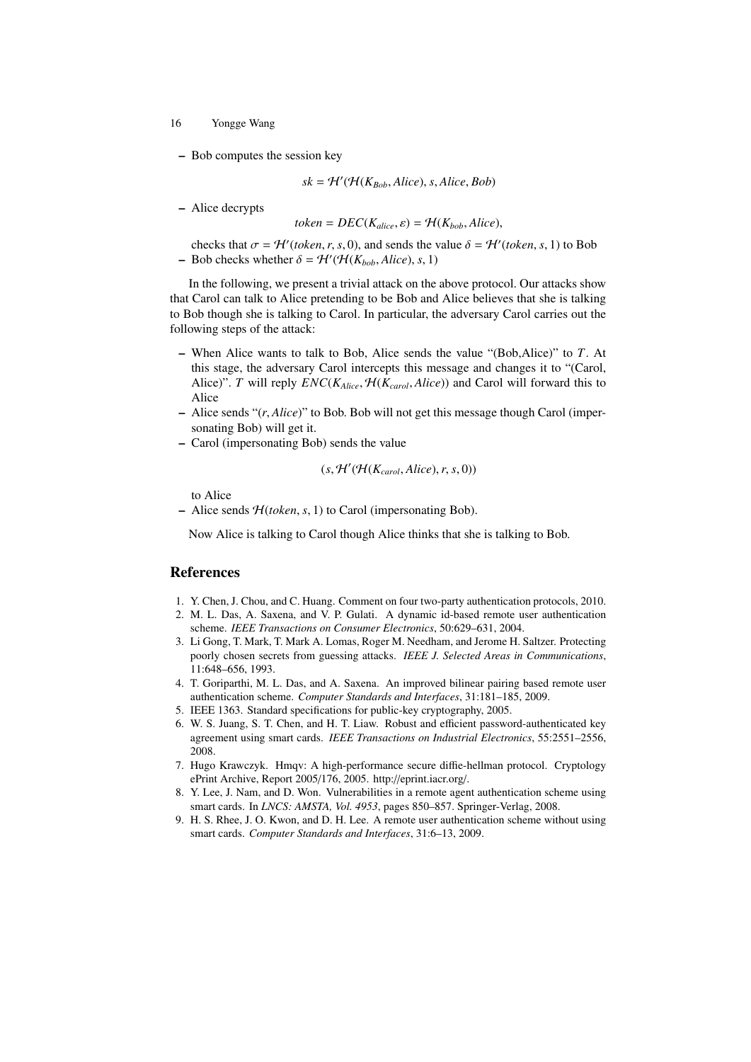- Bob computes the session key

$$sk = \mathcal{H}'(\mathcal{H}(K_{Bob}, Alice), s, Alice, Bob)$$

- Alice decrypts

$$token = DEC(K_{alice}, \varepsilon) = \mathcal{H}(K_{bob}, Alice),$$

  checks that $\sigma = \mathcal{H}'(token, r, s, 0)$, and sends the value $\delta = \mathcal{H}'(token, s, 1)$ to Bob
- Bob checks whether $\delta = \mathcal{H}'(\mathcal{H}(K_{bob}, Alice), s, 1)$

In the following, we present a trivial attack on the above protocol. Our attacks show that Carol can talk to Alice pretending to be Bob and Alice believes that she is talking to Bob though she is talking to Carol. In particular, the adversary Carol carries out the following steps of the attack:

- When Alice wants to talk to Bob, Alice sends the value "(Bob,Alice)" to $T$. At this stage, the adversary Carol intercepts this message and changes it to "(Carol, Alice)". $T$ will reply $ENC(K_{Alice}, \mathcal{H}(K_{carol}, Alice))$ and Carol will forward this to Alice
- Alice sends "$(r, Alice)$" to Bob. Bob will not get this message though Carol (impersonating Bob) will get it.
- Carol (impersonating Bob) sends the value

$$(s, \mathcal{H}'(\mathcal{H}(K_{carol}, Alice), r, s, 0))$$

  to Alice
- Alice sends $\mathcal{H}(token, s, 1)$ to Carol (impersonating Bob).

Now Alice is talking to Carol though Alice thinks that she is talking to Bob.

## References

1. Y. Chen, J. Chou, and C. Huang. Comment on four two-party authentication protocols, 2010.
2. M. L. Das, A. Saxena, and V. P. Gulati. A dynamic id-based remote user authentication scheme. *IEEE Transactions on Consumer Electronics*, 50:629–631, 2004.
3. Li Gong, T. Mark, T. Mark A. Lomas, Roger M. Needham, and Jerome H. Saltzer. Protecting poorly chosen secrets from guessing attacks. *IEEE J. Selected Areas in Communications*, 11:648–656, 1993.
4. T. Goriparthi, M. L. Das, and A. Saxena. An improved bilinear pairing based remote user authentication scheme. *Computer Standards and Interfaces*, 31:181–185, 2009.
5. IEEE 1363. Standard specifications for public-key cryptography, 2005.
6. W. S. Juang, S. T. Chen, and H. T. Liaw. Robust and efficient password-authenticated key agreement using smart cards. *IEEE Transactions on Industrial Electronics*, 55:2551–2556, 2008.
7. Hugo Krawczyk. Hmqv: A high-performance secure diffie-hellman protocol. Cryptology ePrint Archive, Report 2005/176, 2005. http://eprint.iacr.org/.
8. Y. Lee, J. Nam, and D. Won. Vulnerabilities in a remote agent authentication scheme using smart cards. In *LNCS: AMSTA, Vol. 4953*, pages 850–857. Springer-Verlag, 2008.
9. H. S. Rhee, J. O. Kwon, and D. H. Lee. A remote user authentication scheme without using smart cards. *Computer Standards and Interfaces*, 31:6–13, 2009.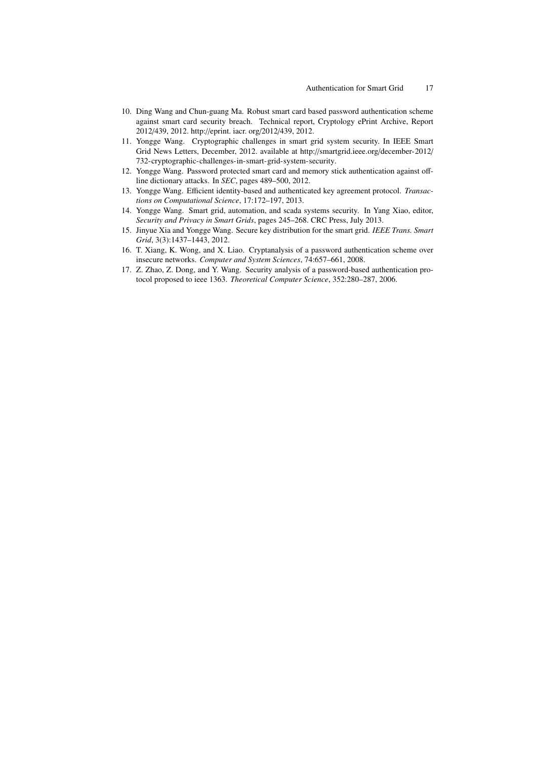10. Ding Wang and Chun-guang Ma. Robust smart card based password authentication scheme against smart card security breach. Technical report, Cryptology ePrint Archive, Report 2012/439, 2012. http://eprint. iacr. org/2012/439, 2012.
11. Yongge Wang. Cryptographic challenges in smart grid system security. In IEEE Smart Grid News Letters, December, 2012. available at http://smartgrid.ieee.org/december-2012/732-cryptographic-challenges-in-smart-grid-system-security.
12. Yongge Wang. Password protected smart card and memory stick authentication against off-line dictionary attacks. In *SEC*, pages 489–500, 2012.
13. Yongge Wang. Efficient identity-based and authenticated key agreement protocol. *Transactions on Computational Science*, 17:172–197, 2013.
14. Yongge Wang. Smart grid, automation, and scada systems security. In Yang Xiao, editor, *Security and Privacy in Smart Grids*, pages 245–268. CRC Press, July 2013.
15. Jinyue Xia and Yongge Wang. Secure key distribution for the smart grid. *IEEE Trans. Smart Grid*, 3(3):1437–1443, 2012.
16. T. Xiang, K. Wong, and X. Liao. Cryptanalysis of a password authentication scheme over insecure networks. *Computer and System Sciences*, 74:657–661, 2008.
17. Z. Zhao, Z. Dong, and Y. Wang. Security analysis of a password-based authentication protocol proposed to ieee 1363. *Theoretical Computer Science*, 352:280–287, 2006.